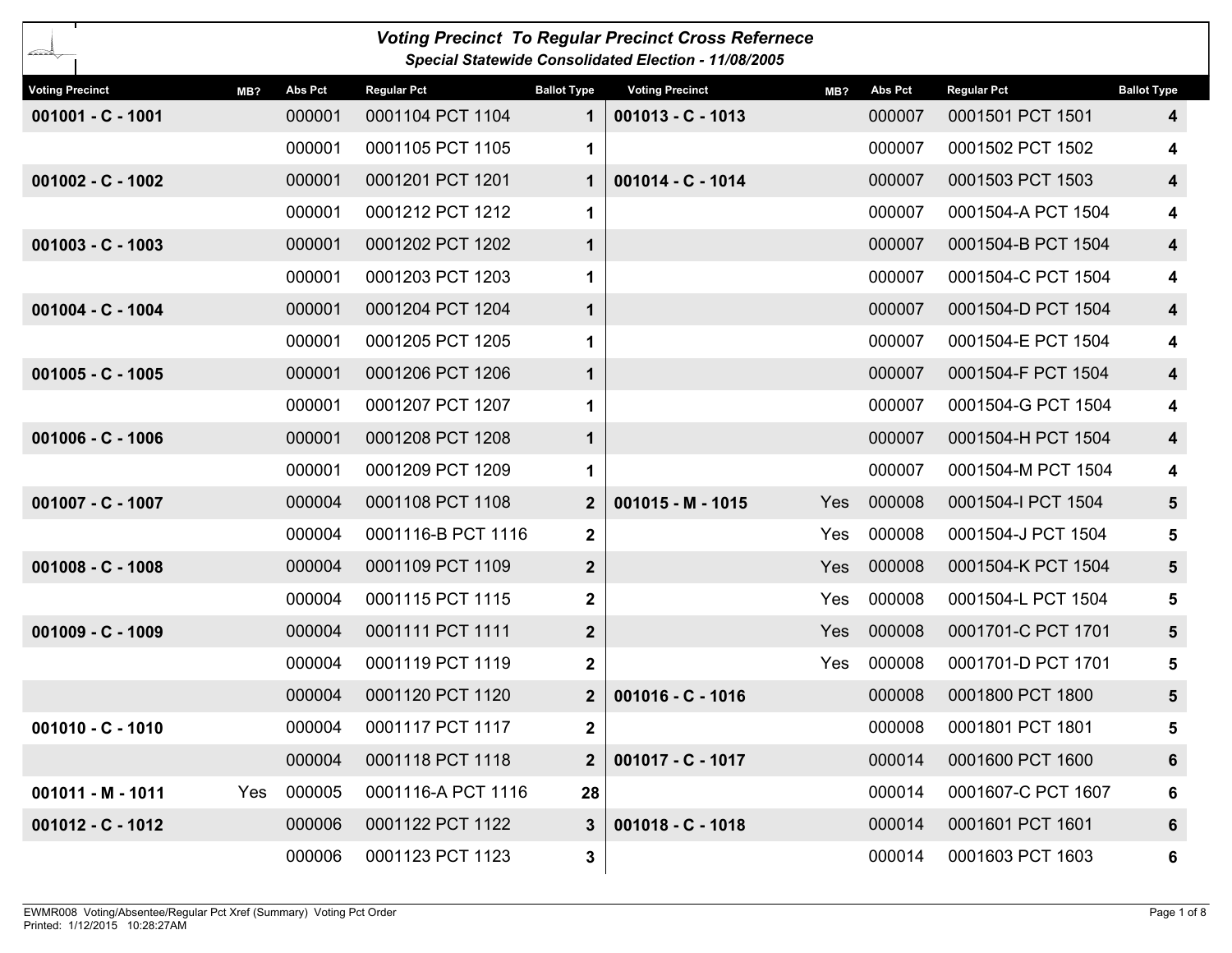# Voting Precinct To Regular Precinct Cross Refernece

### Special Statewide Consolidated Election - 11/08/2005

| Voting Precinct | MB? | Abs Pct | Regular Pct | Ballot Type |
|---|---|---|---|---|
| **001001 - C - 1001** | | 000001 | 0001104 PCT 1104 | **1** |
| | | 000001 | 0001105 PCT 1105 | **1** |
| **001002 - C - 1002** | | 000001 | 0001201 PCT 1201 | **1** |
| | | 000001 | 0001212 PCT 1212 | **1** |
| **001003 - C - 1003** | | 000001 | 0001202 PCT 1202 | **1** |
| | | 000001 | 0001203 PCT 1203 | **1** |
| **001004 - C - 1004** | | 000001 | 0001204 PCT 1204 | **1** |
| | | 000001 | 0001205 PCT 1205 | **1** |
| **001005 - C - 1005** | | 000001 | 0001206 PCT 1206 | **1** |
| | | 000001 | 0001207 PCT 1207 | **1** |
| **001006 - C - 1006** | | 000001 | 0001208 PCT 1208 | **1** |
| | | 000001 | 0001209 PCT 1209 | **1** |
| **001007 - C - 1007** | | 000004 | 0001108 PCT 1108 | **2** |
| | | 000004 | 0001116-B PCT 1116 | **2** |
| **001008 - C - 1008** | | 000004 | 0001109 PCT 1109 | **2** |
| | | 000004 | 0001115 PCT 1115 | **2** |
| **001009 - C - 1009** | | 000004 | 0001111 PCT 1111 | **2** |
| | | 000004 | 0001119 PCT 1119 | **2** |
| | | 000004 | 0001120 PCT 1120 | **2** |
| **001010 - C - 1010** | | 000004 | 0001117 PCT 1117 | **2** |
| | | 000004 | 0001118 PCT 1118 | **2** |
| **001011 - M - 1011** | Yes | 000005 | 0001116-A PCT 1116 | **28** |
| **001012 - C - 1012** | | 000006 | 0001122 PCT 1122 | **3** |
| | | 000006 | 0001123 PCT 1123 | **3** |
| **001013 - C - 1013** | | 000007 | 0001501 PCT 1501 | **4** |
| | | 000007 | 0001502 PCT 1502 | **4** |
| **001014 - C - 1014** | | 000007 | 0001503 PCT 1503 | **4** |
| | | 000007 | 0001504-A PCT 1504 | **4** |
| | | 000007 | 0001504-B PCT 1504 | **4** |
| | | 000007 | 0001504-C PCT 1504 | **4** |
| | | 000007 | 0001504-D PCT 1504 | **4** |
| | | 000007 | 0001504-E PCT 1504 | **4** |
| | | 000007 | 0001504-F PCT 1504 | **4** |
| | | 000007 | 0001504-G PCT 1504 | **4** |
| | | 000007 | 0001504-H PCT 1504 | **4** |
| | | 000007 | 0001504-M PCT 1504 | **4** |
| **001015 - M - 1015** | Yes | 000008 | 0001504-I PCT 1504 | **5** |
| | Yes | 000008 | 0001504-J PCT 1504 | **5** |
| | Yes | 000008 | 0001504-K PCT 1504 | **5** |
| | Yes | 000008 | 0001504-L PCT 1504 | **5** |
| | Yes | 000008 | 0001701-C PCT 1701 | **5** |
| | Yes | 000008 | 0001701-D PCT 1701 | **5** |
| **001016 - C - 1016** | | 000008 | 0001800 PCT 1800 | **5** |
| | | 000008 | 0001801 PCT 1801 | **5** |
| **001017 - C - 1017** | | 000014 | 0001600 PCT 1600 | **6** |
| | | 000014 | 0001607-C PCT 1607 | **6** |
| **001018 - C - 1018** | | 000014 | 0001601 PCT 1601 | **6** |
| | | 000014 | 0001603 PCT 1603 | **6** |

EWMR008 Voting/Absentee/Regular Pct Xref (Summary) Voting Pct Order
Printed: 1/12/2015 10:28:27AM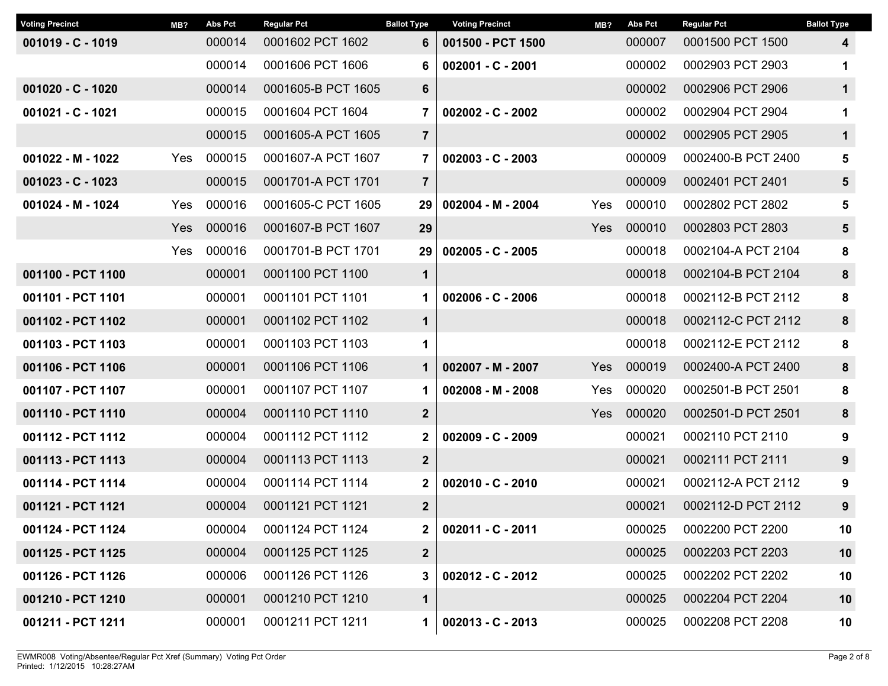| Voting Precinct | MB? | Abs Pct | Regular Pct | Ballot Type |
|---|---|---|---|---|
| **001019 - C - 1019** | | 000014 | 0001602 PCT 1602 | **6** |
| | | 000014 | 0001606 PCT 1606 | **6** |
| **001020 - C - 1020** | | 000014 | 0001605-B PCT 1605 | **6** |
| **001021 - C - 1021** | | 000015 | 0001604 PCT 1604 | **7** |
| | | 000015 | 0001605-A PCT 1605 | **7** |
| **001022 - M - 1022** | Yes | 000015 | 0001607-A PCT 1607 | **7** |
| **001023 - C - 1023** | | 000015 | 0001701-A PCT 1701 | **7** |
| **001024 - M - 1024** | Yes | 000016 | 0001605-C PCT 1605 | **29** |
| | Yes | 000016 | 0001607-B PCT 1607 | **29** |
| | Yes | 000016 | 0001701-B PCT 1701 | **29** |
| **001100 - PCT 1100** | | 000001 | 0001100 PCT 1100 | **1** |
| **001101 - PCT 1101** | | 000001 | 0001101 PCT 1101 | **1** |
| **001102 - PCT 1102** | | 000001 | 0001102 PCT 1102 | **1** |
| **001103 - PCT 1103** | | 000001 | 0001103 PCT 1103 | **1** |
| **001106 - PCT 1106** | | 000001 | 0001106 PCT 1106 | **1** |
| **001107 - PCT 1107** | | 000001 | 0001107 PCT 1107 | **1** |
| **001110 - PCT 1110** | | 000004 | 0001110 PCT 1110 | **2** |
| **001112 - PCT 1112** | | 000004 | 0001112 PCT 1112 | **2** |
| **001113 - PCT 1113** | | 000004 | 0001113 PCT 1113 | **2** |
| **001114 - PCT 1114** | | 000004 | 0001114 PCT 1114 | **2** |
| **001121 - PCT 1121** | | 000004 | 0001121 PCT 1121 | **2** |
| **001124 - PCT 1124** | | 000004 | 0001124 PCT 1124 | **2** |
| **001125 - PCT 1125** | | 000004 | 0001125 PCT 1125 | **2** |
| **001126 - PCT 1126** | | 000006 | 0001126 PCT 1126 | **3** |
| **001210 - PCT 1210** | | 000001 | 0001210 PCT 1210 | **1** |
| **001211 - PCT 1211** | | 000001 | 0001211 PCT 1211 | **1** |
| **001500 - PCT 1500** | | 000007 | 0001500 PCT 1500 | **4** |
| **002001 - C - 2001** | | 000002 | 0002903 PCT 2903 | **1** |
| | | 000002 | 0002906 PCT 2906 | **1** |
| **002002 - C - 2002** | | 000002 | 0002904 PCT 2904 | **1** |
| | | 000002 | 0002905 PCT 2905 | **1** |
| **002003 - C - 2003** | | 000009 | 0002400-B PCT 2400 | **5** |
| | | 000009 | 0002401 PCT 2401 | **5** |
| **002004 - M - 2004** | Yes | 000010 | 0002802 PCT 2802 | **5** |
| | Yes | 000010 | 0002803 PCT 2803 | **5** |
| **002005 - C - 2005** | | 000018 | 0002104-A PCT 2104 | **8** |
| | | 000018 | 0002104-B PCT 2104 | **8** |
| **002006 - C - 2006** | | 000018 | 0002112-B PCT 2112 | **8** |
| | | 000018 | 0002112-C PCT 2112 | **8** |
| | | 000018 | 0002112-E PCT 2112 | **8** |
| **002007 - M - 2007** | Yes | 000019 | 0002400-A PCT 2400 | **8** |
| **002008 - M - 2008** | Yes | 000020 | 0002501-B PCT 2501 | **8** |
| | Yes | 000020 | 0002501-D PCT 2501 | **8** |
| **002009 - C - 2009** | | 000021 | 0002110 PCT 2110 | **9** |
| | | 000021 | 0002111 PCT 2111 | **9** |
| **002010 - C - 2010** | | 000021 | 0002112-A PCT 2112 | **9** |
| | | 000021 | 0002112-D PCT 2112 | **9** |
| **002011 - C - 2011** | | 000025 | 0002200 PCT 2200 | **10** |
| | | 000025 | 0002203 PCT 2203 | **10** |
| **002012 - C - 2012** | | 000025 | 0002202 PCT 2202 | **10** |
| | | 000025 | 0002204 PCT 2204 | **10** |
| **002013 - C - 2013** | | 000025 | 0002208 PCT 2208 | **10** |

EWMR008 Voting/Absentee/Regular Pct Xref (Summary) Voting Pct Order
Printed: 1/12/2015 10:28:27AM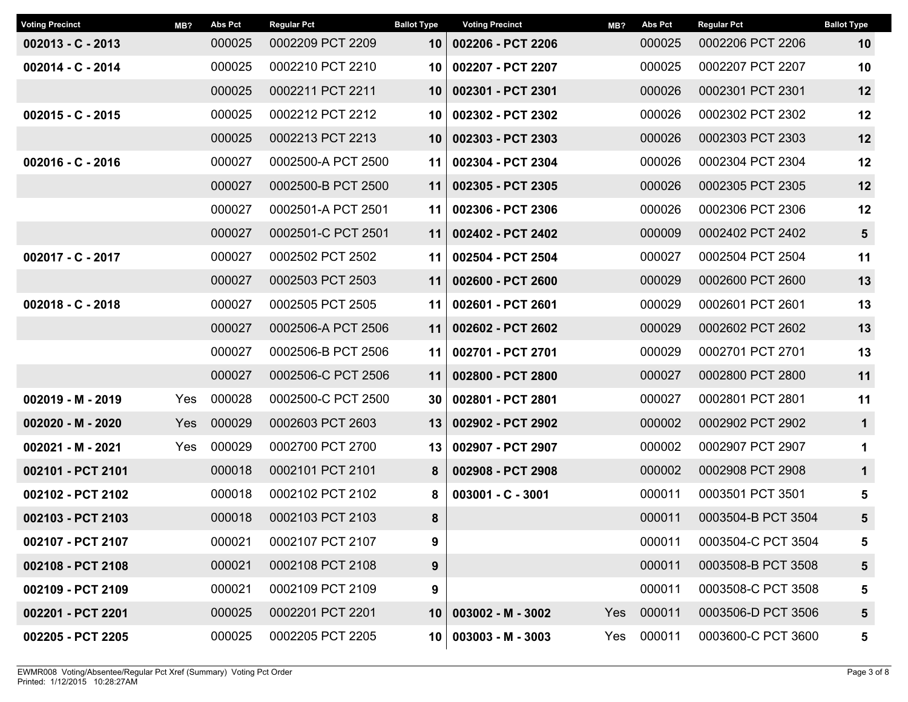| Voting Precinct | MB? | Abs Pct | Regular Pct | Ballot Type |
|---|---|---|---|---|
| 002013 - C - 2013 | | 000025 | 0002209 PCT 2209 | 10 |
| 002014 - C - 2014 | | 000025 | 0002210 PCT 2210 | 10 |
| | | 000025 | 0002211 PCT 2211 | 10 |
| 002015 - C - 2015 | | 000025 | 0002212 PCT 2212 | 10 |
| | | 000025 | 0002213 PCT 2213 | 10 |
| 002016 - C - 2016 | | 000027 | 0002500-A PCT 2500 | 11 |
| | | 000027 | 0002500-B PCT 2500 | 11 |
| | | 000027 | 0002501-A PCT 2501 | 11 |
| | | 000027 | 0002501-C PCT 2501 | 11 |
| 002017 - C - 2017 | | 000027 | 0002502 PCT 2502 | 11 |
| | | 000027 | 0002503 PCT 2503 | 11 |
| 002018 - C - 2018 | | 000027 | 0002505 PCT 2505 | 11 |
| | | 000027 | 0002506-A PCT 2506 | 11 |
| | | 000027 | 0002506-B PCT 2506 | 11 |
| | | 000027 | 0002506-C PCT 2506 | 11 |
| 002019 - M - 2019 | Yes | 000028 | 0002500-C PCT 2500 | 30 |
| 002020 - M - 2020 | Yes | 000029 | 0002603 PCT 2603 | 13 |
| 002021 - M - 2021 | Yes | 000029 | 0002700 PCT 2700 | 13 |
| 002101 - PCT 2101 | | 000018 | 0002101 PCT 2101 | 8 |
| 002102 - PCT 2102 | | 000018 | 0002102 PCT 2102 | 8 |
| 002103 - PCT 2103 | | 000018 | 0002103 PCT 2103 | 8 |
| 002107 - PCT 2107 | | 000021 | 0002107 PCT 2107 | 9 |
| 002108 - PCT 2108 | | 000021 | 0002108 PCT 2108 | 9 |
| 002109 - PCT 2109 | | 000021 | 0002109 PCT 2109 | 9 |
| 002201 - PCT 2201 | | 000025 | 0002201 PCT 2201 | 10 |
| 002205 - PCT 2205 | | 000025 | 0002205 PCT 2205 | 10 |
| 002206 - PCT 2206 | | 000025 | 0002206 PCT 2206 | 10 |
| 002207 - PCT 2207 | | 000025 | 0002207 PCT 2207 | 10 |
| 002301 - PCT 2301 | | 000026 | 0002301 PCT 2301 | 12 |
| 002302 - PCT 2302 | | 000026 | 0002302 PCT 2302 | 12 |
| 002303 - PCT 2303 | | 000026 | 0002303 PCT 2303 | 12 |
| 002304 - PCT 2304 | | 000026 | 0002304 PCT 2304 | 12 |
| 002305 - PCT 2305 | | 000026 | 0002305 PCT 2305 | 12 |
| 002306 - PCT 2306 | | 000026 | 0002306 PCT 2306 | 12 |
| 002402 - PCT 2402 | | 000009 | 0002402 PCT 2402 | 5 |
| 002504 - PCT 2504 | | 000027 | 0002504 PCT 2504 | 11 |
| 002600 - PCT 2600 | | 000029 | 0002600 PCT 2600 | 13 |
| 002601 - PCT 2601 | | 000029 | 0002601 PCT 2601 | 13 |
| 002602 - PCT 2602 | | 000029 | 0002602 PCT 2602 | 13 |
| 002701 - PCT 2701 | | 000029 | 0002701 PCT 2701 | 13 |
| 002800 - PCT 2800 | | 000027 | 0002800 PCT 2800 | 11 |
| 002801 - PCT 2801 | | 000027 | 0002801 PCT 2801 | 11 |
| 002902 - PCT 2902 | | 000002 | 0002902 PCT 2902 | 1 |
| 002907 - PCT 2907 | | 000002 | 0002907 PCT 2907 | 1 |
| 002908 - PCT 2908 | | 000002 | 0002908 PCT 2908 | 1 |
| 003001 - C - 3001 | | 000011 | 0003501 PCT 3501 | 5 |
| | | 000011 | 0003504-B PCT 3504 | 5 |
| | | 000011 | 0003504-C PCT 3504 | 5 |
| | | 000011 | 0003508-B PCT 3508 | 5 |
| | | 000011 | 0003508-C PCT 3508 | 5 |
| 003002 - M - 3002 | Yes | 000011 | 0003506-D PCT 3506 | 5 |
| 003003 - M - 3003 | Yes | 000011 | 0003600-C PCT 3600 | 5 |

EWMR008 Voting/Absentee/Regular Pct Xref (Summary) Voting Pct Order
Printed: 1/12/2015 10:28:27AM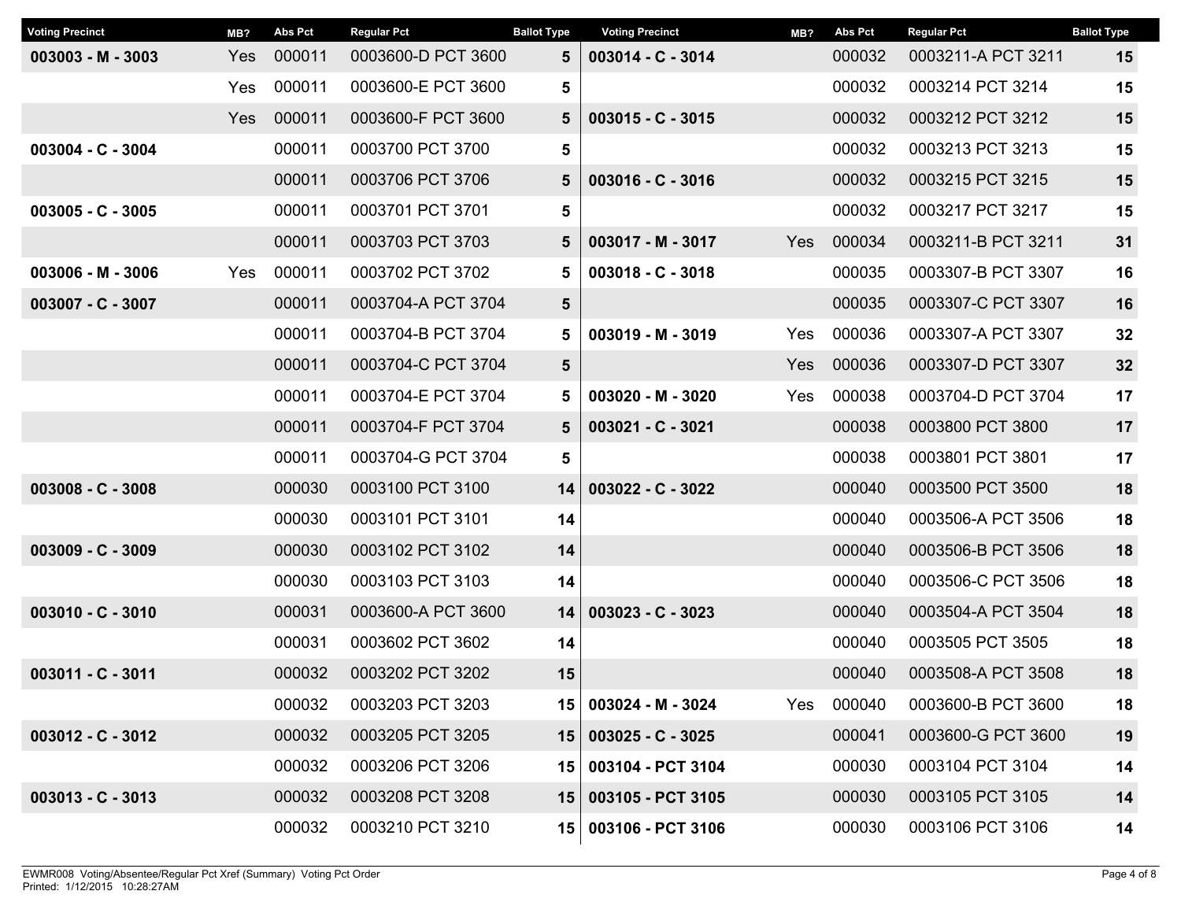| Voting Precinct | MB? | Abs Pct | Regular Pct | Ballot Type |
|---|---|---|---|---|
| **003003 - M - 3003** | Yes | 000011 | 0003600-D PCT 3600 | **5** |
| | Yes | 000011 | 0003600-E PCT 3600 | **5** |
| | Yes | 000011 | 0003600-F PCT 3600 | **5** |
| **003004 - C - 3004** | | 000011 | 0003700 PCT 3700 | **5** |
| | | 000011 | 0003706 PCT 3706 | **5** |
| **003005 - C - 3005** | | 000011 | 0003701 PCT 3701 | **5** |
| | | 000011 | 0003703 PCT 3703 | **5** |
| **003006 - M - 3006** | Yes | 000011 | 0003702 PCT 3702 | **5** |
| **003007 - C - 3007** | | 000011 | 0003704-A PCT 3704 | **5** |
| | | 000011 | 0003704-B PCT 3704 | **5** |
| | | 000011 | 0003704-C PCT 3704 | **5** |
| | | 000011 | 0003704-E PCT 3704 | **5** |
| | | 000011 | 0003704-F PCT 3704 | **5** |
| | | 000011 | 0003704-G PCT 3704 | **5** |
| **003008 - C - 3008** | | 000030 | 0003100 PCT 3100 | **14** |
| | | 000030 | 0003101 PCT 3101 | **14** |
| **003009 - C - 3009** | | 000030 | 0003102 PCT 3102 | **14** |
| | | 000030 | 0003103 PCT 3103 | **14** |
| **003010 - C - 3010** | | 000031 | 0003600-A PCT 3600 | **14** |
| | | 000031 | 0003602 PCT 3602 | **14** |
| **003011 - C - 3011** | | 000032 | 0003202 PCT 3202 | **15** |
| | | 000032 | 0003203 PCT 3203 | **15** |
| **003012 - C - 3012** | | 000032 | 0003205 PCT 3205 | **15** |
| | | 000032 | 0003206 PCT 3206 | **15** |
| **003013 - C - 3013** | | 000032 | 0003208 PCT 3208 | **15** |
| | | 000032 | 0003210 PCT 3210 | **15** |
| **003014 - C - 3014** | | 000032 | 0003211-A PCT 3211 | **15** |
| | | 000032 | 0003214 PCT 3214 | **15** |
| **003015 - C - 3015** | | 000032 | 0003212 PCT 3212 | **15** |
| | | 000032 | 0003213 PCT 3213 | **15** |
| **003016 - C - 3016** | | 000032 | 0003215 PCT 3215 | **15** |
| | | 000032 | 0003217 PCT 3217 | **15** |
| **003017 - M - 3017** | Yes | 000034 | 0003211-B PCT 3211 | **31** |
| **003018 - C - 3018** | | 000035 | 0003307-B PCT 3307 | **16** |
| | | 000035 | 0003307-C PCT 3307 | **16** |
| **003019 - M - 3019** | Yes | 000036 | 0003307-A PCT 3307 | **32** |
| | Yes | 000036 | 0003307-D PCT 3307 | **32** |
| **003020 - M - 3020** | Yes | 000038 | 0003704-D PCT 3704 | **17** |
| **003021 - C - 3021** | | 000038 | 0003800 PCT 3800 | **17** |
| | | 000038 | 0003801 PCT 3801 | **17** |
| **003022 - C - 3022** | | 000040 | 0003500 PCT 3500 | **18** |
| | | 000040 | 0003506-A PCT 3506 | **18** |
| | | 000040 | 0003506-B PCT 3506 | **18** |
| | | 000040 | 0003506-C PCT 3506 | **18** |
| **003023 - C - 3023** | | 000040 | 0003504-A PCT 3504 | **18** |
| | | 000040 | 0003505 PCT 3505 | **18** |
| | | 000040 | 0003508-A PCT 3508 | **18** |
| **003024 - M - 3024** | Yes | 000040 | 0003600-B PCT 3600 | **18** |
| **003025 - C - 3025** | | 000041 | 0003600-G PCT 3600 | **19** |
| **003104 - PCT 3104** | | 000030 | 0003104 PCT 3104 | **14** |
| **003105 - PCT 3105** | | 000030 | 0003105 PCT 3105 | **14** |
| **003106 - PCT 3106** | | 000030 | 0003106 PCT 3106 | **14** |

EWMR008 Voting/Absentee/Regular Pct Xref (Summary) Voting Pct Order
Printed: 1/12/2015 10:28:27AM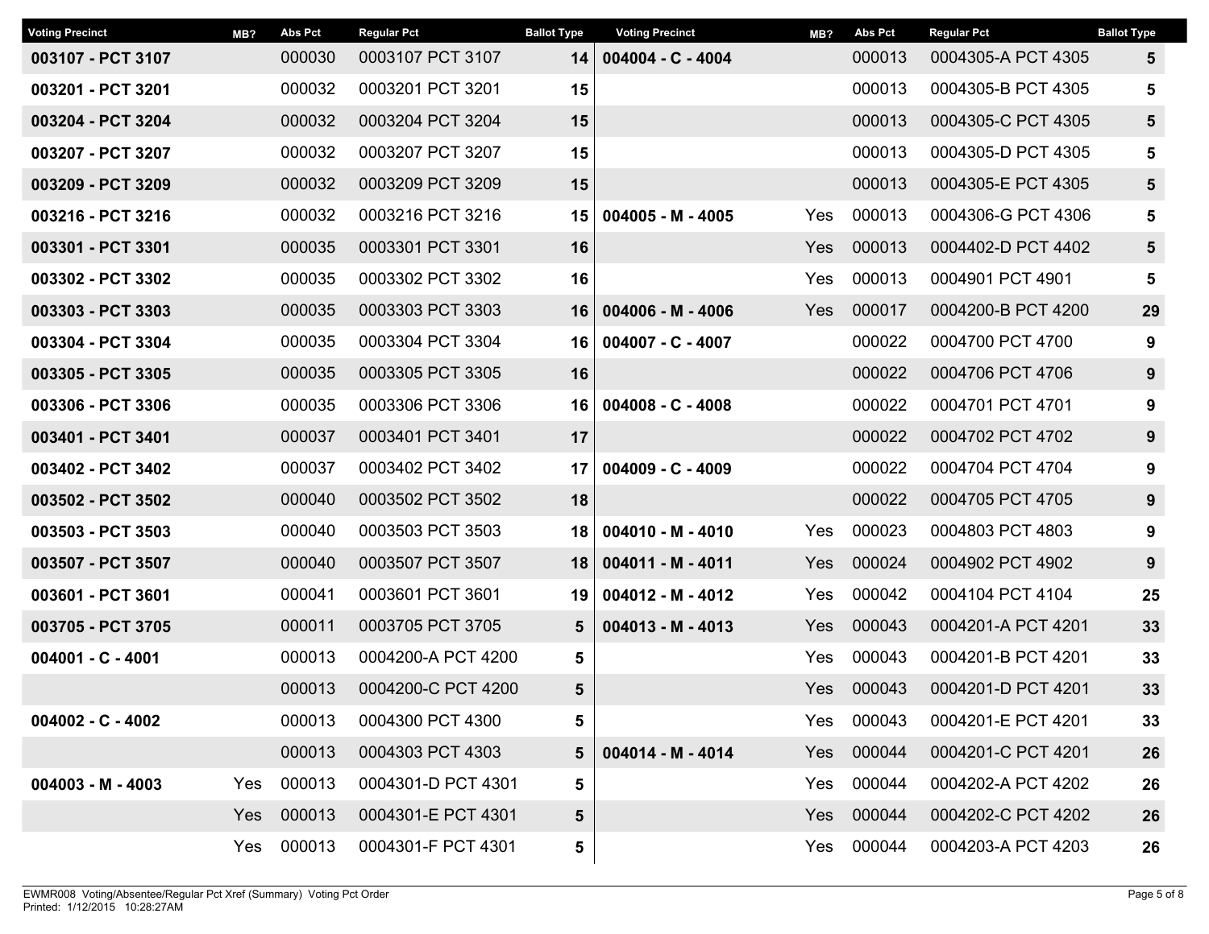| Voting Precinct | MB? | Abs Pct | Regular Pct | Ballot Type |
|---|---|---|---|---|
| **003107 - PCT 3107** | | 000030 | 0003107 PCT 3107 | **14** |
| **003201 - PCT 3201** | | 000032 | 0003201 PCT 3201 | **15** |
| **003204 - PCT 3204** | | 000032 | 0003204 PCT 3204 | **15** |
| **003207 - PCT 3207** | | 000032 | 0003207 PCT 3207 | **15** |
| **003209 - PCT 3209** | | 000032 | 0003209 PCT 3209 | **15** |
| **003216 - PCT 3216** | | 000032 | 0003216 PCT 3216 | **15** |
| **003301 - PCT 3301** | | 000035 | 0003301 PCT 3301 | **16** |
| **003302 - PCT 3302** | | 000035 | 0003302 PCT 3302 | **16** |
| **003303 - PCT 3303** | | 000035 | 0003303 PCT 3303 | **16** |
| **003304 - PCT 3304** | | 000035 | 0003304 PCT 3304 | **16** |
| **003305 - PCT 3305** | | 000035 | 0003305 PCT 3305 | **16** |
| **003306 - PCT 3306** | | 000035 | 0003306 PCT 3306 | **16** |
| **003401 - PCT 3401** | | 000037 | 0003401 PCT 3401 | **17** |
| **003402 - PCT 3402** | | 000037 | 0003402 PCT 3402 | **17** |
| **003502 - PCT 3502** | | 000040 | 0003502 PCT 3502 | **18** |
| **003503 - PCT 3503** | | 000040 | 0003503 PCT 3503 | **18** |
| **003507 - PCT 3507** | | 000040 | 0003507 PCT 3507 | **18** |
| **003601 - PCT 3601** | | 000041 | 0003601 PCT 3601 | **19** |
| **003705 - PCT 3705** | | 000011 | 0003705 PCT 3705 | **5** |
| **004001 - C - 4001** | | 000013 | 0004200-A PCT 4200 | **5** |
| | | 000013 | 0004200-C PCT 4200 | **5** |
| **004002 - C - 4002** | | 000013 | 0004300 PCT 4300 | **5** |
| | | 000013 | 0004303 PCT 4303 | **5** |
| **004003 - M - 4003** | Yes | 000013 | 0004301-D PCT 4301 | **5** |
| | Yes | 000013 | 0004301-E PCT 4301 | **5** |
| | Yes | 000013 | 0004301-F PCT 4301 | **5** |
| **004004 - C - 4004** | | 000013 | 0004305-A PCT 4305 | **5** |
| | | 000013 | 0004305-B PCT 4305 | **5** |
| | | 000013 | 0004305-C PCT 4305 | **5** |
| | | 000013 | 0004305-D PCT 4305 | **5** |
| | | 000013 | 0004305-E PCT 4305 | **5** |
| **004005 - M - 4005** | Yes | 000013 | 0004306-G PCT 4306 | **5** |
| | Yes | 000013 | 0004402-D PCT 4402 | **5** |
| | Yes | 000013 | 0004901 PCT 4901 | **5** |
| **004006 - M - 4006** | Yes | 000017 | 0004200-B PCT 4200 | **29** |
| **004007 - C - 4007** | | 000022 | 0004700 PCT 4700 | **9** |
| | | 000022 | 0004706 PCT 4706 | **9** |
| **004008 - C - 4008** | | 000022 | 0004701 PCT 4701 | **9** |
| | | 000022 | 0004702 PCT 4702 | **9** |
| **004009 - C - 4009** | | 000022 | 0004704 PCT 4704 | **9** |
| | | 000022 | 0004705 PCT 4705 | **9** |
| **004010 - M - 4010** | Yes | 000023 | 0004803 PCT 4803 | **9** |
| **004011 - M - 4011** | Yes | 000024 | 0004902 PCT 4902 | **9** |
| **004012 - M - 4012** | Yes | 000042 | 0004104 PCT 4104 | **25** |
| **004013 - M - 4013** | Yes | 000043 | 0004201-A PCT 4201 | **33** |
| | Yes | 000043 | 0004201-B PCT 4201 | **33** |
| | Yes | 000043 | 0004201-D PCT 4201 | **33** |
| | Yes | 000043 | 0004201-E PCT 4201 | **33** |
| **004014 - M - 4014** | Yes | 000044 | 0004201-C PCT 4201 | **26** |
| | Yes | 000044 | 0004202-A PCT 4202 | **26** |
| | Yes | 000044 | 0004202-C PCT 4202 | **26** |
| | Yes | 000044 | 0004203-A PCT 4203 | **26** |

EWMR008 Voting/Absentee/Regular Pct Xref (Summary) Voting Pct Order
Printed: 1/12/2015 10:28:27AM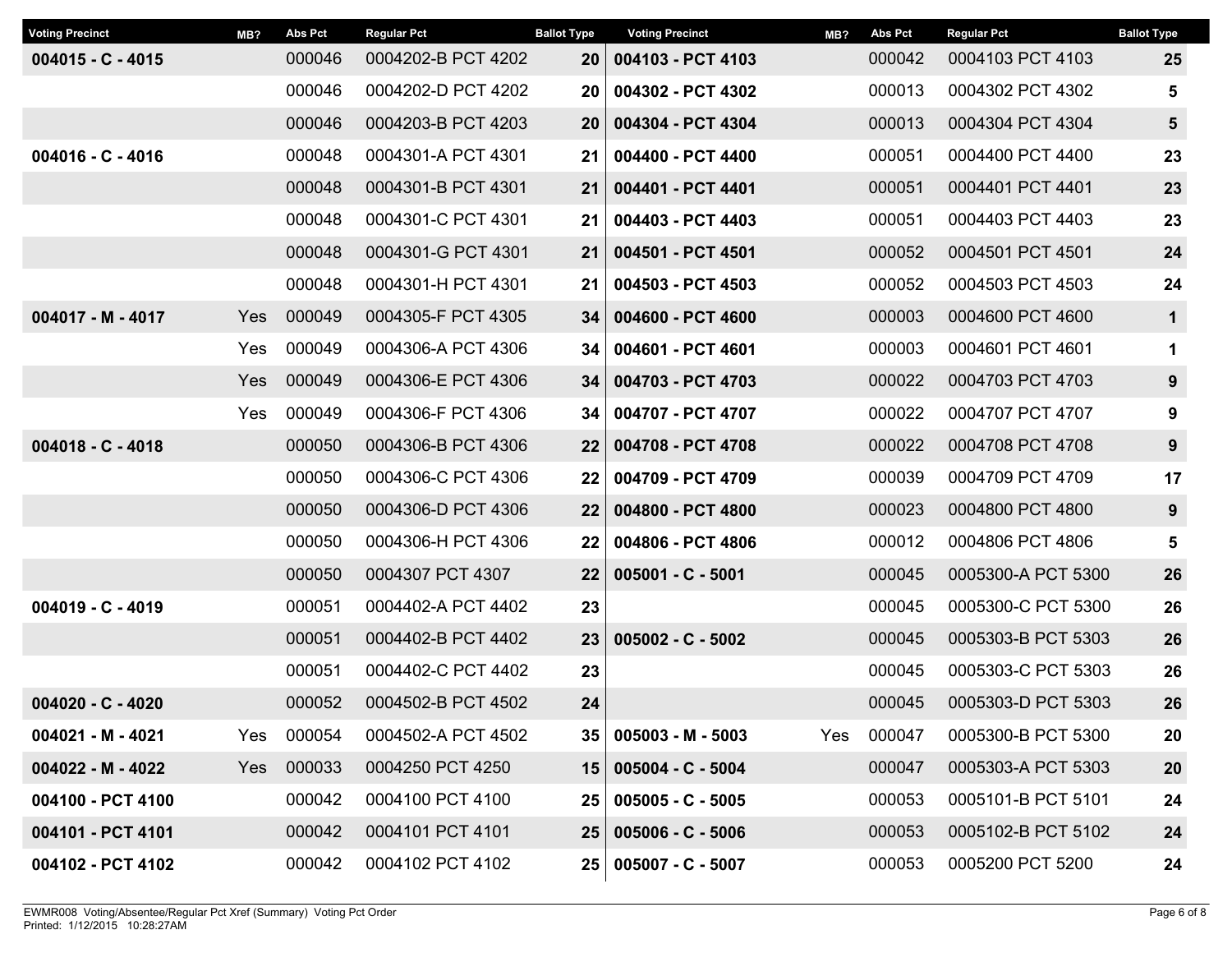| Voting Precinct | MB? | Abs Pct | Regular Pct | Ballot Type |
|---|---|---|---|---|
| **004015 - C - 4015** | | 000046 | 0004202-B PCT 4202 | **20** |
| | | 000046 | 0004202-D PCT 4202 | **20** |
| | | 000046 | 0004203-B PCT 4203 | **20** |
| **004016 - C - 4016** | | 000048 | 0004301-A PCT 4301 | **21** |
| | | 000048 | 0004301-B PCT 4301 | **21** |
| | | 000048 | 0004301-C PCT 4301 | **21** |
| | | 000048 | 0004301-G PCT 4301 | **21** |
| | | 000048 | 0004301-H PCT 4301 | **21** |
| **004017 - M - 4017** | Yes | 000049 | 0004305-F PCT 4305 | **34** |
| | Yes | 000049 | 0004306-A PCT 4306 | **34** |
| | Yes | 000049 | 0004306-E PCT 4306 | **34** |
| | Yes | 000049 | 0004306-F PCT 4306 | **34** |
| **004018 - C - 4018** | | 000050 | 0004306-B PCT 4306 | **22** |
| | | 000050 | 0004306-C PCT 4306 | **22** |
| | | 000050 | 0004306-D PCT 4306 | **22** |
| | | 000050 | 0004306-H PCT 4306 | **22** |
| | | 000050 | 0004307 PCT 4307 | **22** |
| **004019 - C - 4019** | | 000051 | 0004402-A PCT 4402 | **23** |
| | | 000051 | 0004402-B PCT 4402 | **23** |
| | | 000051 | 0004402-C PCT 4402 | **23** |
| **004020 - C - 4020** | | 000052 | 0004502-B PCT 4502 | **24** |
| **004021 - M - 4021** | Yes | 000054 | 0004502-A PCT 4502 | **35** |
| **004022 - M - 4022** | Yes | 000033 | 0004250 PCT 4250 | **15** |
| **004100 - PCT 4100** | | 000042 | 0004100 PCT 4100 | **25** |
| **004101 - PCT 4101** | | 000042 | 0004101 PCT 4101 | **25** |
| **004102 - PCT 4102** | | 000042 | 0004102 PCT 4102 | **25** |
| **004103 - PCT 4103** | | 000042 | 0004103 PCT 4103 | **25** |
| **004302 - PCT 4302** | | 000013 | 0004302 PCT 4302 | **5** |
| **004304 - PCT 4304** | | 000013 | 0004304 PCT 4304 | **5** |
| **004400 - PCT 4400** | | 000051 | 0004400 PCT 4400 | **23** |
| **004401 - PCT 4401** | | 000051 | 0004401 PCT 4401 | **23** |
| **004403 - PCT 4403** | | 000051 | 0004403 PCT 4403 | **23** |
| **004501 - PCT 4501** | | 000052 | 0004501 PCT 4501 | **24** |
| **004503 - PCT 4503** | | 000052 | 0004503 PCT 4503 | **24** |
| **004600 - PCT 4600** | | 000003 | 0004600 PCT 4600 | **1** |
| **004601 - PCT 4601** | | 000003 | 0004601 PCT 4601 | **1** |
| **004703 - PCT 4703** | | 000022 | 0004703 PCT 4703 | **9** |
| **004707 - PCT 4707** | | 000022 | 0004707 PCT 4707 | **9** |
| **004708 - PCT 4708** | | 000022 | 0004708 PCT 4708 | **9** |
| **004709 - PCT 4709** | | 000039 | 0004709 PCT 4709 | **17** |
| **004800 - PCT 4800** | | 000023 | 0004800 PCT 4800 | **9** |
| **004806 - PCT 4806** | | 000012 | 0004806 PCT 4806 | **5** |
| **005001 - C - 5001** | | 000045 | 0005300-A PCT 5300 | **26** |
| | | 000045 | 0005300-C PCT 5300 | **26** |
| **005002 - C - 5002** | | 000045 | 0005303-B PCT 5303 | **26** |
| | | 000045 | 0005303-C PCT 5303 | **26** |
| | | 000045 | 0005303-D PCT 5303 | **26** |
| **005003 - M - 5003** | Yes | 000047 | 0005300-B PCT 5300 | **20** |
| **005004 - C - 5004** | | 000047 | 0005303-A PCT 5303 | **20** |
| **005005 - C - 5005** | | 000053 | 0005101-B PCT 5101 | **24** |
| **005006 - C - 5006** | | 000053 | 0005102-B PCT 5102 | **24** |
| **005007 - C - 5007** | | 000053 | 0005200 PCT 5200 | **24** |

EWMR008 Voting/Absentee/Regular Pct Xref (Summary) Voting Pct Order
Printed: 1/12/2015 10:28:27AM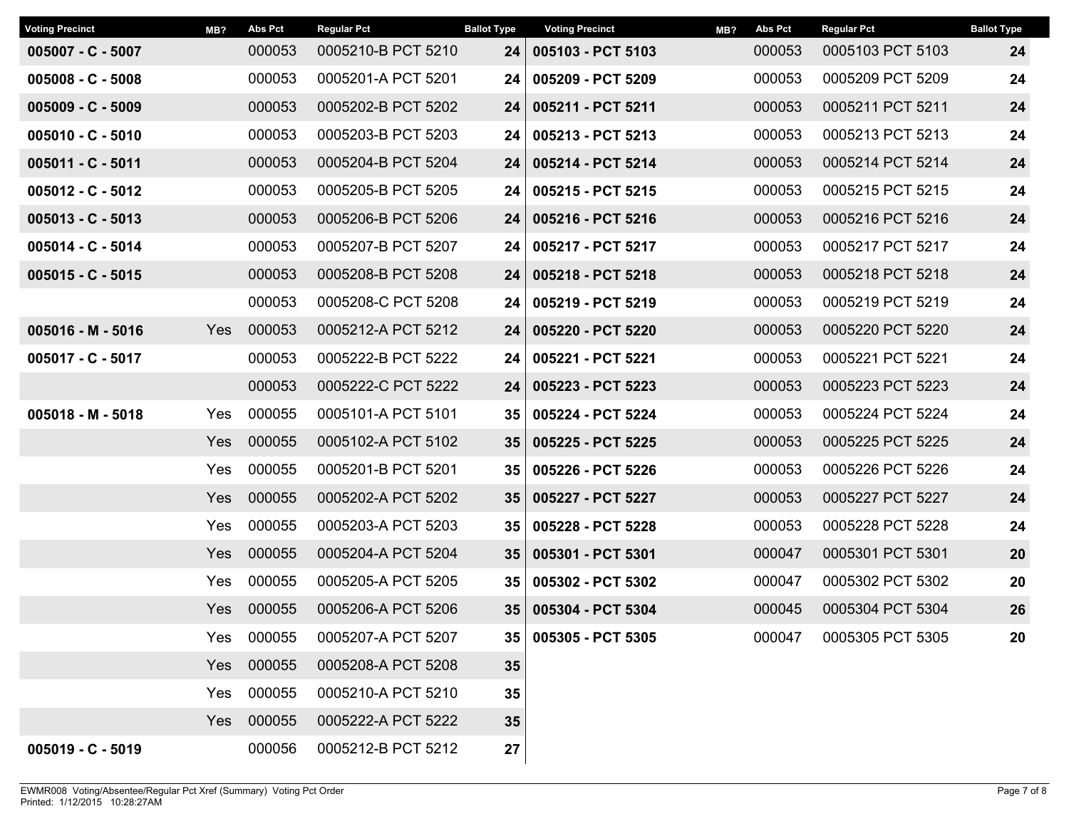| Voting Precinct | MB? | Abs Pct | Regular Pct | Ballot Type |
|---|---|---|---|---|
| **005007 - C - 5007** | | 000053 | 0005210-B PCT 5210 | **24** |
| **005008 - C - 5008** | | 000053 | 0005201-A PCT 5201 | **24** |
| **005009 - C - 5009** | | 000053 | 0005202-B PCT 5202 | **24** |
| **005010 - C - 5010** | | 000053 | 0005203-B PCT 5203 | **24** |
| **005011 - C - 5011** | | 000053 | 0005204-B PCT 5204 | **24** |
| **005012 - C - 5012** | | 000053 | 0005205-B PCT 5205 | **24** |
| **005013 - C - 5013** | | 000053 | 0005206-B PCT 5206 | **24** |
| **005014 - C - 5014** | | 000053 | 0005207-B PCT 5207 | **24** |
| **005015 - C - 5015** | | 000053 | 0005208-B PCT 5208 | **24** |
| | | 000053 | 0005208-C PCT 5208 | **24** |
| **005016 - M - 5016** | Yes | 000053 | 0005212-A PCT 5212 | **24** |
| **005017 - C - 5017** | | 000053 | 0005222-B PCT 5222 | **24** |
| | | 000053 | 0005222-C PCT 5222 | **24** |
| **005018 - M - 5018** | Yes | 000055 | 0005101-A PCT 5101 | **35** |
| | Yes | 000055 | 0005102-A PCT 5102 | **35** |
| | Yes | 000055 | 0005201-B PCT 5201 | **35** |
| | Yes | 000055 | 0005202-A PCT 5202 | **35** |
| | Yes | 000055 | 0005203-A PCT 5203 | **35** |
| | Yes | 000055 | 0005204-A PCT 5204 | **35** |
| | Yes | 000055 | 0005205-A PCT 5205 | **35** |
| | Yes | 000055 | 0005206-A PCT 5206 | **35** |
| | Yes | 000055 | 0005207-A PCT 5207 | **35** |
| | Yes | 000055 | 0005208-A PCT 5208 | **35** |
| | Yes | 000055 | 0005210-A PCT 5210 | **35** |
| | Yes | 000055 | 0005222-A PCT 5222 | **35** |
| **005019 - C - 5019** | | 000056 | 0005212-B PCT 5212 | **27** |
| **005103 - PCT 5103** | | 000053 | 0005103 PCT 5103 | **24** |
| **005209 - PCT 5209** | | 000053 | 0005209 PCT 5209 | **24** |
| **005211 - PCT 5211** | | 000053 | 0005211 PCT 5211 | **24** |
| **005213 - PCT 5213** | | 000053 | 0005213 PCT 5213 | **24** |
| **005214 - PCT 5214** | | 000053 | 0005214 PCT 5214 | **24** |
| **005215 - PCT 5215** | | 000053 | 0005215 PCT 5215 | **24** |
| **005216 - PCT 5216** | | 000053 | 0005216 PCT 5216 | **24** |
| **005217 - PCT 5217** | | 000053 | 0005217 PCT 5217 | **24** |
| **005218 - PCT 5218** | | 000053 | 0005218 PCT 5218 | **24** |
| **005219 - PCT 5219** | | 000053 | 0005219 PCT 5219 | **24** |
| **005220 - PCT 5220** | | 000053 | 0005220 PCT 5220 | **24** |
| **005221 - PCT 5221** | | 000053 | 0005221 PCT 5221 | **24** |
| **005223 - PCT 5223** | | 000053 | 0005223 PCT 5223 | **24** |
| **005224 - PCT 5224** | | 000053 | 0005224 PCT 5224 | **24** |
| **005225 - PCT 5225** | | 000053 | 0005225 PCT 5225 | **24** |
| **005226 - PCT 5226** | | 000053 | 0005226 PCT 5226 | **24** |
| **005227 - PCT 5227** | | 000053 | 0005227 PCT 5227 | **24** |
| **005228 - PCT 5228** | | 000053 | 0005228 PCT 5228 | **24** |
| **005301 - PCT 5301** | | 000047 | 0005301 PCT 5301 | **20** |
| **005302 - PCT 5302** | | 000047 | 0005302 PCT 5302 | **20** |
| **005304 - PCT 5304** | | 000045 | 0005304 PCT 5304 | **26** |
| **005305 - PCT 5305** | | 000047 | 0005305 PCT 5305 | **20** |

EWMR008 Voting/Absentee/Regular Pct Xref (Summary) Voting Pct Order
Printed: 1/12/2015 10:28:27AM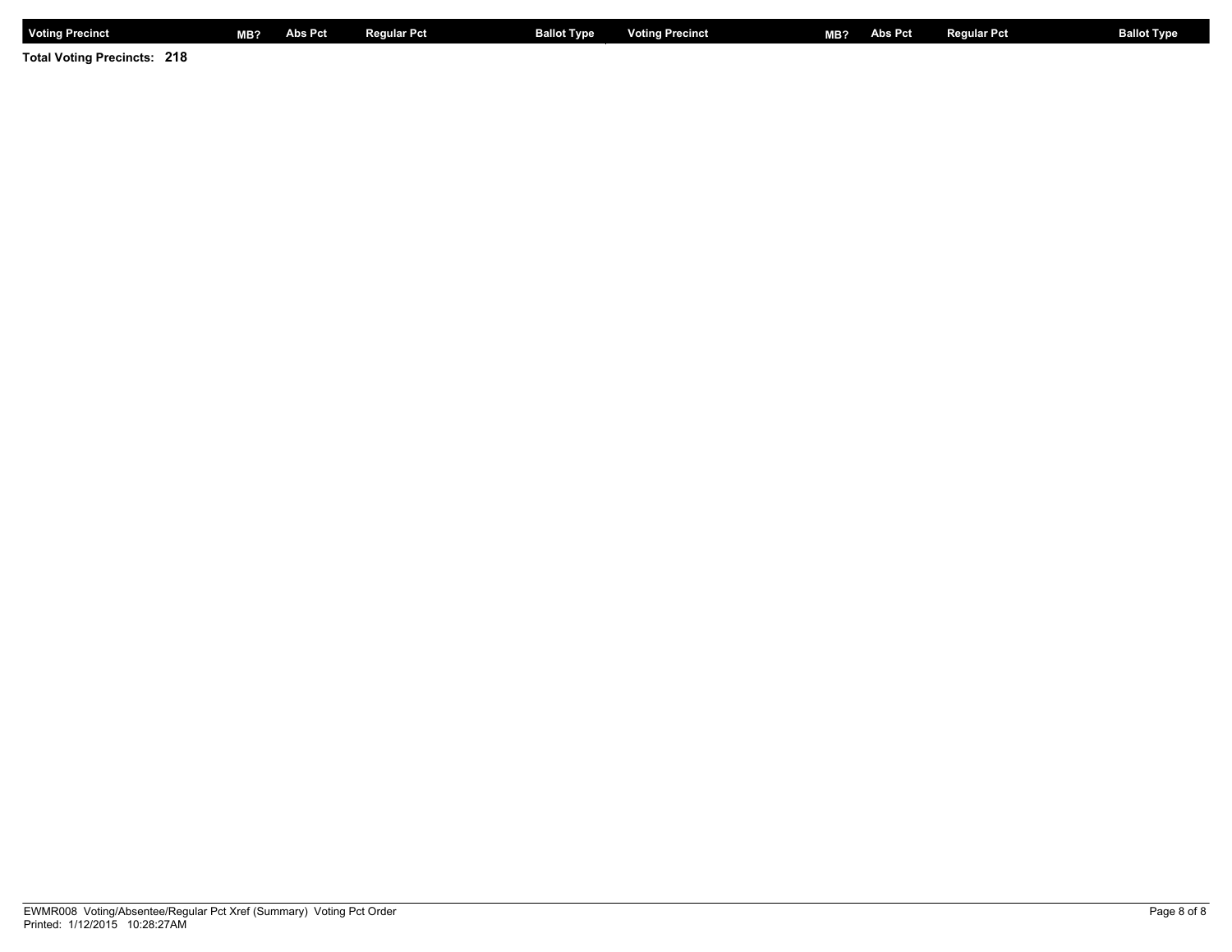| Voting Precinct | MB? | Abs Pct | Regular Pct | Ballot Type | Voting Precinct | MB? | Abs Pct | Regular Pct | Ballot Type |
|---|---|---|---|---|---|---|---|---|---|

**Total Voting Precincts: 218**